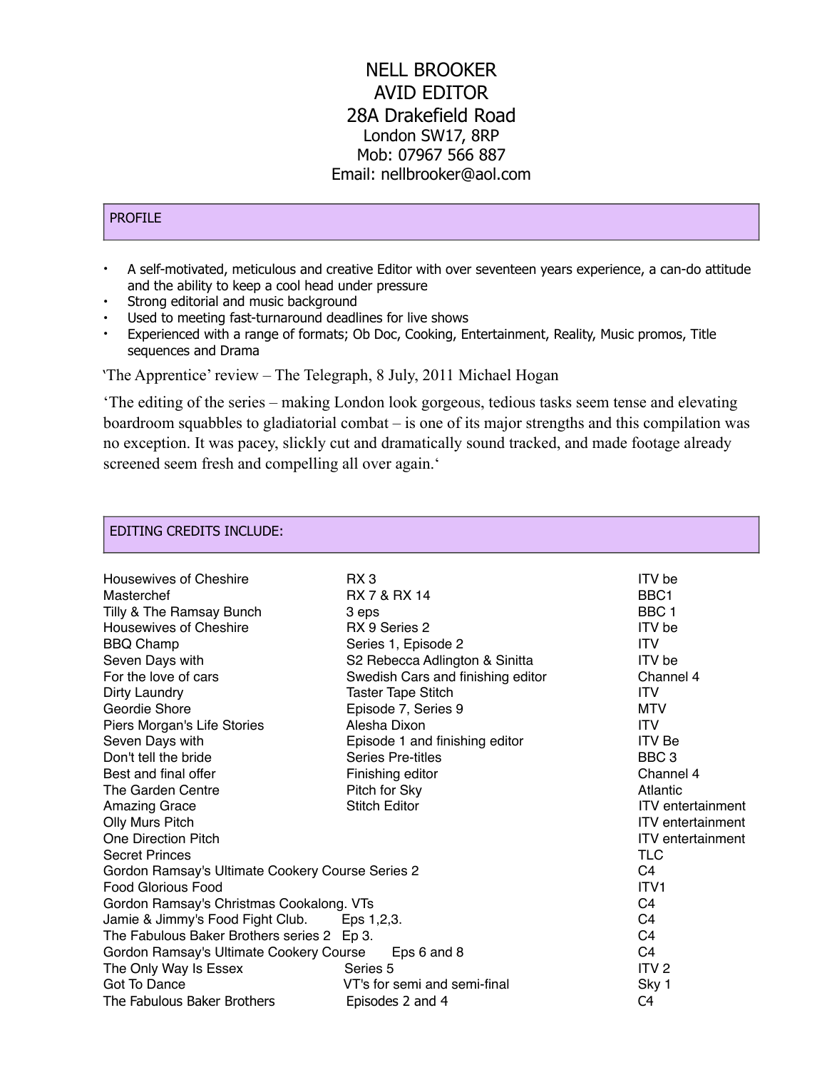# NELL BROOKER
## AVID EDITOR

28A Drakefield Road
London SW17, 8RP
Mob: 07967 566 887
Email: nellbrooker@aol.com

## PROFILE

- A self-motivated, meticulous and creative Editor with over seventeen years experience, a can-do attitude and the ability to keep a cool head under pressure
- Strong editorial and music background
- Used to meeting fast-turnaround deadlines for live shows
- Experienced with a range of formats; Ob Doc, Cooking, Entertainment, Reality, Music promos, Title sequences and Drama

'The Apprentice' review – The Telegraph, 8 July, 2011 Michael Hogan

'The editing of the series – making London look gorgeous, tedious tasks seem tense and elevating boardroom squabbles to gladiatorial combat – is one of its major strengths and this compilation was no exception. It was pacey, slickly cut and dramatically sound tracked, and made footage already screened seem fresh and compelling all over again.'

## EDITING CREDITS INCLUDE:

| Programme | Details | Channel |
|---|---|---|
| Housewives of Cheshire | RX 3 | ITV be |
| Masterchef | RX 7 & RX 14 | BBC1 |
| Tilly & The Ramsay Bunch | 3 eps | BBC 1 |
| Housewives of Cheshire | RX 9 Series 2 | ITV be |
| BBQ Champ | Series 1, Episode 2 | ITV |
| Seven Days with | S2 Rebecca Adlington & Sinitta | ITV be |
| For the love of cars | Swedish Cars and finishing editor | Channel 4 |
| Dirty Laundry | Taster Tape Stitch | ITV |
| Geordie Shore | Episode 7, Series 9 | MTV |
| Piers Morgan's Life Stories | Alesha Dixon | ITV |
| Seven Days with | Episode 1 and finishing editor | ITV Be |
| Don't tell the bride | Series Pre-titles | BBC 3 |
| Best and final offer | Finishing editor | Channel 4 |
| The Garden Centre | Pitch for Sky | Atlantic |
| Amazing Grace | Stitch Editor | ITV entertainment |
| Olly Murs Pitch | | ITV entertainment |
| One Direction Pitch | | ITV entertainment |
| Secret Princes | | TLC |
| Gordon Ramsay's Ultimate Cookery Course Series 2 | | C4 |
| Food Glorious Food | | ITV1 |
| Gordon Ramsay's Christmas Cookalong. VTs | | C4 |
| Jamie & Jimmy's Food Fight Club. | Eps 1,2,3. | C4 |
| The Fabulous Baker Brothers series 2 | Ep 3. | C4 |
| Gordon Ramsay's Ultimate Cookery Course | Eps 6 and 8 | C4 |
| The Only Way Is Essex | Series 5 | ITV 2 |
| Got To Dance | VT's for semi and semi-final | Sky 1 |
| The Fabulous Baker Brothers | Episodes 2 and 4 | C4 |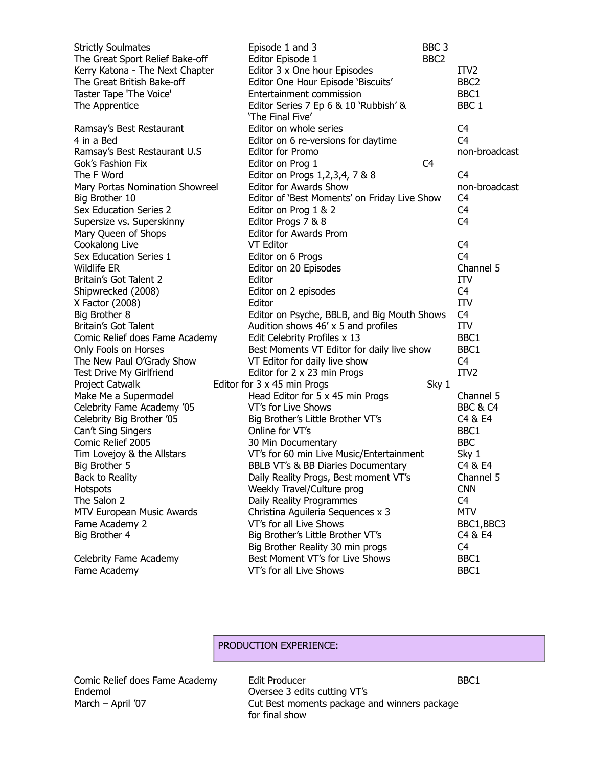| | | |
|---|---|---|
| Strictly Soulmates | Episode 1 and 3 | BBC 3 |
| The Great Sport Relief Bake-off | Editor Episode 1 | BBC2 |
| Kerry Katona - The Next Chapter | Editor 3 x One hour Episodes | ITV2 |
| The Great British Bake-off | Editor One Hour Episode 'Biscuits' | BBC2 |
| Taster Tape 'The Voice' | Entertainment commission | BBC1 |
| The Apprentice | Editor Series 7 Ep 6 & 10 'Rubbish' & 'The Final Five' | BBC 1 |
| Ramsay's Best Restaurant | Editor on whole series | C4 |
| 4 in a Bed | Editor on 6 re-versions for daytime | C4 |
| Ramsay's Best Restaurant U.S | Editor for Promo | non-broadcast |
| Gok's Fashion Fix | Editor on Prog 1 | C4 |
| The F Word | Editor on Progs 1,2,3,4, 7 & 8 | C4 |
| Mary Portas Nomination Showreel | Editor for Awards Show | non-broadcast |
| Big Brother 10 | Editor of 'Best Moments' on Friday Live Show | C4 |
| Sex Education Series 2 | Editor on Prog 1 & 2 | C4 |
| Supersize vs. Superskinny | Editor Progs 7 & 8 | C4 |
| Mary Queen of Shops | Editor for Awards Prom | |
| Cookalong Live | VT Editor | C4 |
| Sex Education Series 1 | Editor on 6 Progs | C4 |
| Wildlife ER | Editor on 20 Episodes | Channel 5 |
| Britain's Got Talent 2 | Editor | ITV |
| Shipwrecked (2008) | Editor on 2 episodes | C4 |
| X Factor (2008) | Editor | ITV |
| Big Brother 8 | Editor on Psyche, BBLB, and Big Mouth Shows | C4 |
| Britain's Got Talent | Audition shows 46' x 5 and profiles | ITV |
| Comic Relief does Fame Academy | Edit Celebrity Profiles x 13 | BBC1 |
| Only Fools on Horses | Best Moments VT Editor for daily live show | BBC1 |
| The New Paul O'Grady Show | VT Editor for daily live show | C4 |
| Test Drive My Girlfriend | Editor for 2 x 23 min Progs | ITV2 |
| Project Catwalk | Editor for 3 x 45 min Progs | Sky 1 |
| Make Me a Supermodel | Head Editor for 5 x 45 min Progs | Channel 5 |
| Celebrity Fame Academy '05 | VT's for Live Shows | BBC & C4 |
| Celebrity Big Brother '05 | Big Brother's Little Brother VT's | C4 & E4 |
| Can't Sing Singers | Online for VT's | BBC1 |
| Comic Relief 2005 | 30 Min Documentary | BBC |
| Tim Lovejoy & the Allstars | VT's for 60 min Live Music/Entertainment | Sky 1 |
| Big Brother 5 | BBLB VT's & BB Diaries Documentary | C4 & E4 |
| Back to Reality | Daily Reality Progs, Best moment VT's | Channel 5 |
| Hotspots | Weekly Travel/Culture prog | CNN |
| The Salon 2 | Daily Reality Programmes | C4 |
| MTV European Music Awards | Christina Aguileria Sequences x 3 | MTV |
| Fame Academy 2 | VT's for all Live Shows | BBC1,BBC3 |
| Big Brother 4 | Big Brother's Little Brother VT's | C4 & E4 |
| | Big Brother Reality 30 min progs | C4 |
| Celebrity Fame Academy | Best Moment VT's for Live Shows | BBC1 |
| Fame Academy | VT's for all Live Shows | BBC1 |

## PRODUCTION EXPERIENCE:

| | | |
|---|---|---|
| Comic Relief does Fame Academy | Edit Producer | BBC1 |
| Endemol | Oversee 3 edits cutting VT's | |
| March – April '07 | Cut Best moments package and winners package for final show | |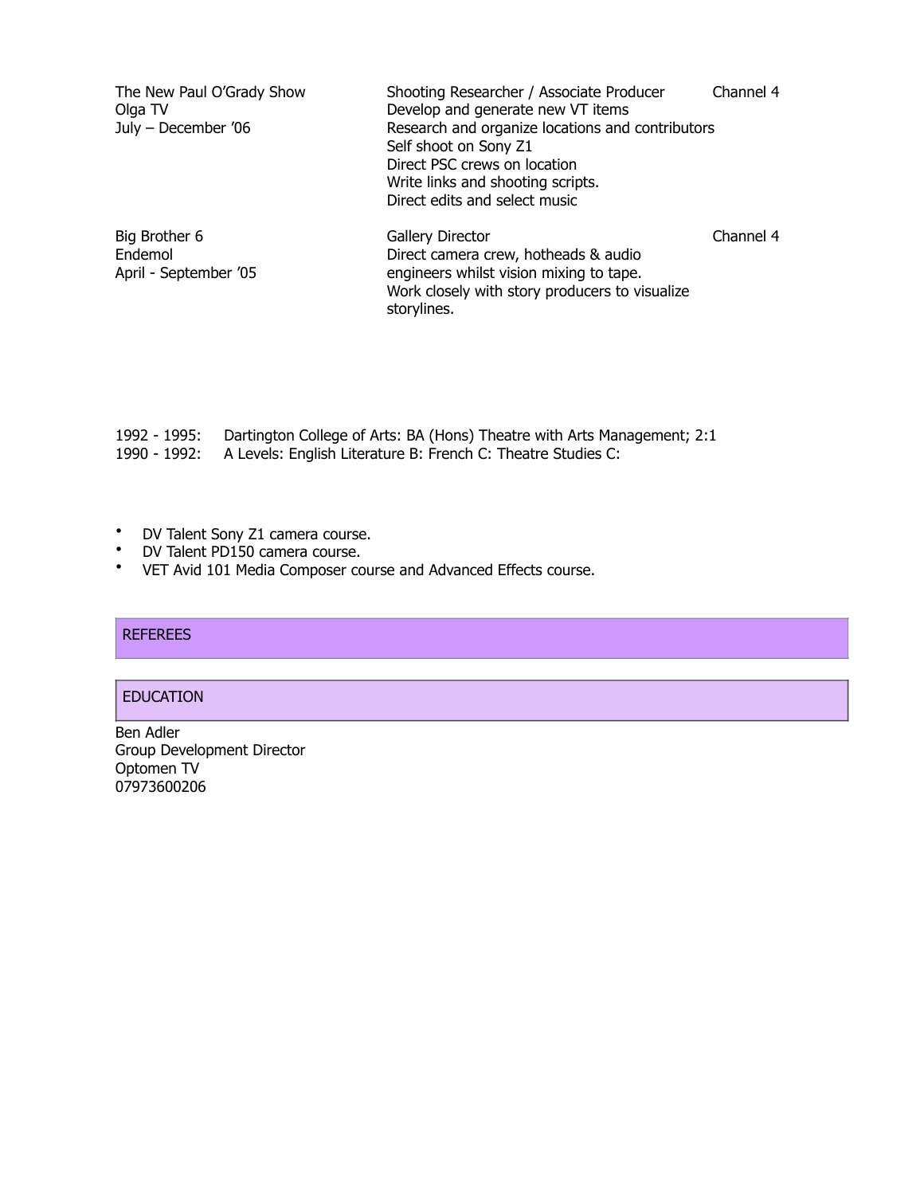| | | |
|---|---|---|
| The New Paul O'Grady Show<br>Olga TV<br>July – December '06 | Shooting Researcher / Associate Producer<br>Develop and generate new VT items<br>Research and organize locations and contributors<br>Self shoot on Sony Z1<br>Direct PSC crews on location<br>Write links and shooting scripts.<br>Direct edits and select music | Channel 4 |
| Big Brother 6<br>Endemol<br>April - September '05 | Gallery Director<br>Direct camera crew, hotheads & audio engineers whilst vision mixing to tape.<br>Work closely with story producers to visualize storylines. | Channel 4 |

1992 - 1995: Dartington College of Arts: BA (Hons) Theatre with Arts Management; 2:1
1990 - 1992: A Levels: English Literature B: French C: Theatre Studies C:

- DV Talent Sony Z1 camera course.
- DV Talent PD150 camera course.
- VET Avid 101 Media Composer course and Advanced Effects course.

## REFEREES

## EDUCATION

Ben Adler
Group Development Director
Optomen TV
07973600206